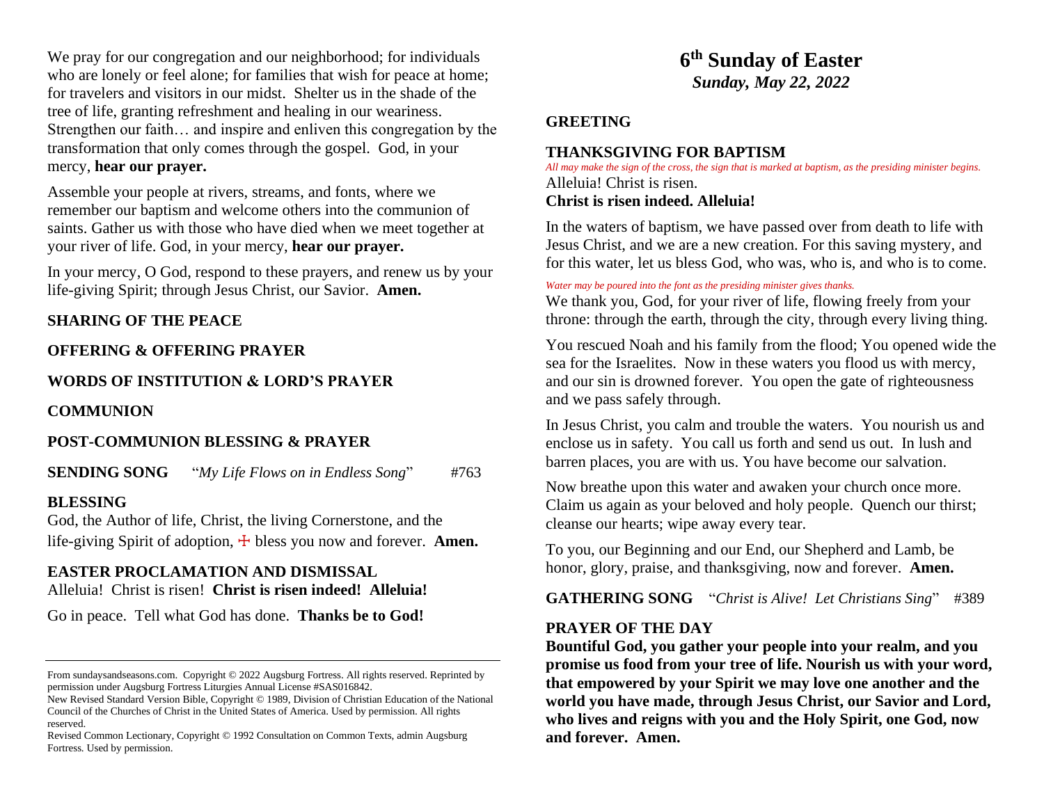# 6th Sunday of Easter

***Sunday, May 22, 2022***

**GREETING**

**THANKSGIVING FOR BAPTISM**

*All may make the sign of the cross, the sign that is marked at baptism, as the presiding minister begins.*

Alleluia! Christ is risen.

**Christ is risen indeed. Alleluia!**

In the waters of baptism, we have passed over from death to life with Jesus Christ, and we are a new creation. For this saving mystery, and for this water, let us bless God, who was, who is, and who is to come.

*Water may be poured into the font as the presiding minister gives thanks.*

We thank you, God, for your river of life, flowing freely from your throne: through the earth, through the city, through every living thing.

You rescued Noah and his family from the flood; You opened wide the sea for the Israelites. Now in these waters you flood us with mercy, and our sin is drowned forever. You open the gate of righteousness and we pass safely through.

In Jesus Christ, you calm and trouble the waters. You nourish us and enclose us in safety. You call us forth and send us out. In lush and barren places, you are with us. You have become our salvation.

Now breathe upon this water and awaken your church once more. Claim us again as your beloved and holy people. Quench our thirst; cleanse our hearts; wipe away every tear.

To you, our Beginning and our End, our Shepherd and Lamb, be honor, glory, praise, and thanksgiving, now and forever. **Amen.**

**GATHERING SONG** "*Christ is Alive! Let Christians Sing*" #389

**PRAYER OF THE DAY**

**Bountiful God, you gather your people into your realm, and you promise us food from your tree of life. Nourish us with your word, that empowered by your Spirit we may love one another and the world you have made, through Jesus Christ, our Savior and Lord, who lives and reigns with you and the Holy Spirit, one God, now and forever. Amen.**

We pray for our congregation and our neighborhood; for individuals who are lonely or feel alone; for families that wish for peace at home; for travelers and visitors in our midst. Shelter us in the shade of the tree of life, granting refreshment and healing in our weariness. Strengthen our faith… and inspire and enliven this congregation by the transformation that only comes through the gospel. God, in your mercy, **hear our prayer.**

Assemble your people at rivers, streams, and fonts, where we remember our baptism and welcome others into the communion of saints. Gather us with those who have died when we meet together at your river of life. God, in your mercy, **hear our prayer.**

In your mercy, O God, respond to these prayers, and renew us by your life-giving Spirit; through Jesus Christ, our Savior. **Amen.**

**SHARING OF THE PEACE**

**OFFERING & OFFERING PRAYER**

**WORDS OF INSTITUTION & LORD'S PRAYER**

**COMMUNION**

**POST-COMMUNION BLESSING & PRAYER**

**SENDING SONG** "*My Life Flows on in Endless Song*" #763

**BLESSING**

God, the Author of life, Christ, the living Cornerstone, and the life-giving Spirit of adoption, ☩ bless you now and forever. **Amen.**

**EASTER PROCLAMATION AND DISMISSAL**

Alleluia! Christ is risen! **Christ is risen indeed! Alleluia!**

Go in peace. Tell what God has done. **Thanks be to God!**

---

From sundaysandseasons.com. Copyright © 2022 Augsburg Fortress. All rights reserved. Reprinted by permission under Augsburg Fortress Liturgies Annual License #SAS016842.

New Revised Standard Version Bible, Copyright © 1989, Division of Christian Education of the National Council of the Churches of Christ in the United States of America. Used by permission. All rights reserved.

Revised Common Lectionary, Copyright © 1992 Consultation on Common Texts, admin Augsburg Fortress. Used by permission.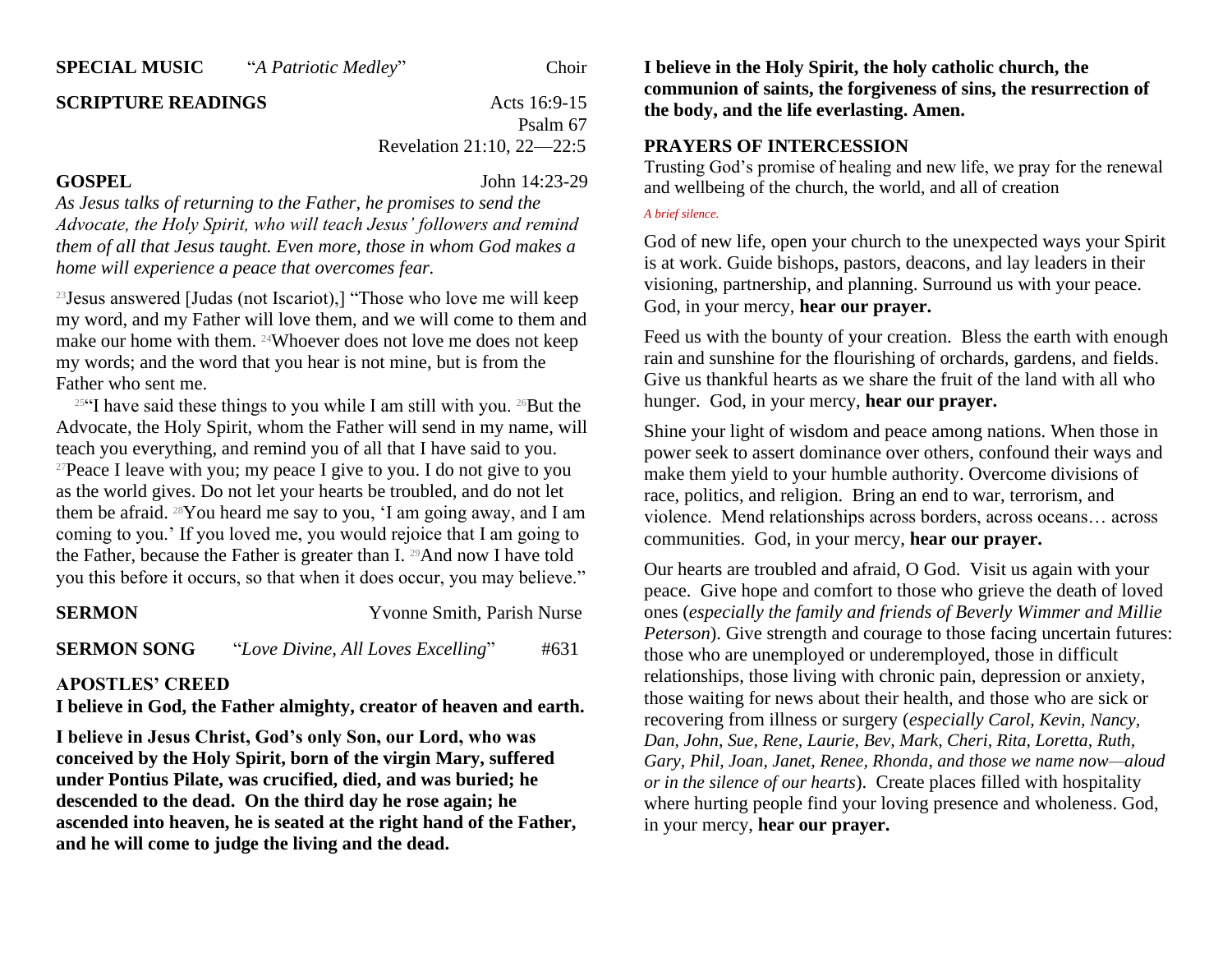**SPECIAL MUSIC** "*A Patriotic Medley*" Choir

**SCRIPTURE READINGS** Acts 16:9-15
Psalm 67
Revelation 21:10, 22—22:5

**GOSPEL** John 14:23-29

*As Jesus talks of returning to the Father, he promises to send the Advocate, the Holy Spirit, who will teach Jesus' followers and remind them of all that Jesus taught. Even more, those in whom God makes a home will experience a peace that overcomes fear.*

[23]Jesus answered [Judas (not Iscariot),] "Those who love me will keep my word, and my Father will love them, and we will come to them and make our home with them. [24]Whoever does not love me does not keep my words; and the word that you hear is not mine, but is from the Father who sent me.

[25]"I have said these things to you while I am still with you. [26]But the Advocate, the Holy Spirit, whom the Father will send in my name, will teach you everything, and remind you of all that I have said to you. [27]Peace I leave with you; my peace I give to you. I do not give to you as the world gives. Do not let your hearts be troubled, and do not let them be afraid. [28]You heard me say to you, 'I am going away, and I am coming to you.' If you loved me, you would rejoice that I am going to the Father, because the Father is greater than I. [29]And now I have told you this before it occurs, so that when it does occur, you may believe."

**SERMON** Yvonne Smith, Parish Nurse

**SERMON SONG** "*Love Divine, All Loves Excelling*" #631

**APOSTLES' CREED**

**I believe in God, the Father almighty, creator of heaven and earth.**

**I believe in Jesus Christ, God's only Son, our Lord, who was conceived by the Holy Spirit, born of the virgin Mary, suffered under Pontius Pilate, was crucified, died, and was buried; he descended to the dead. On the third day he rose again; he ascended into heaven, he is seated at the right hand of the Father, and he will come to judge the living and the dead.**

**I believe in the Holy Spirit, the holy catholic church, the communion of saints, the forgiveness of sins, the resurrection of the body, and the life everlasting. Amen.**

**PRAYERS OF INTERCESSION**

Trusting God's promise of healing and new life, we pray for the renewal and wellbeing of the church, the world, and all of creation

*A brief silence.*

God of new life, open your church to the unexpected ways your Spirit is at work. Guide bishops, pastors, deacons, and lay leaders in their visioning, partnership, and planning. Surround us with your peace. God, in your mercy, **hear our prayer.**

Feed us with the bounty of your creation. Bless the earth with enough rain and sunshine for the flourishing of orchards, gardens, and fields. Give us thankful hearts as we share the fruit of the land with all who hunger. God, in your mercy, **hear our prayer.**

Shine your light of wisdom and peace among nations. When those in power seek to assert dominance over others, confound their ways and make them yield to your humble authority. Overcome divisions of race, politics, and religion. Bring an end to war, terrorism, and violence. Mend relationships across borders, across oceans… across communities. God, in your mercy, **hear our prayer.**

Our hearts are troubled and afraid, O God. Visit us again with your peace. Give hope and comfort to those who grieve the death of loved ones (*especially the family and friends of Beverly Wimmer and Millie Peterson*). Give strength and courage to those facing uncertain futures: those who are unemployed or underemployed, those in difficult relationships, those living with chronic pain, depression or anxiety, those waiting for news about their health, and those who are sick or recovering from illness or surgery (*especially Carol, Kevin, Nancy, Dan, John, Sue, Rene, Laurie, Bev, Mark, Cheri, Rita, Loretta, Ruth, Gary, Phil, Joan, Janet, Renee, Rhonda, and those we name now—aloud or in the silence of our hearts*). Create places filled with hospitality where hurting people find your loving presence and wholeness. God, in your mercy, **hear our prayer.**